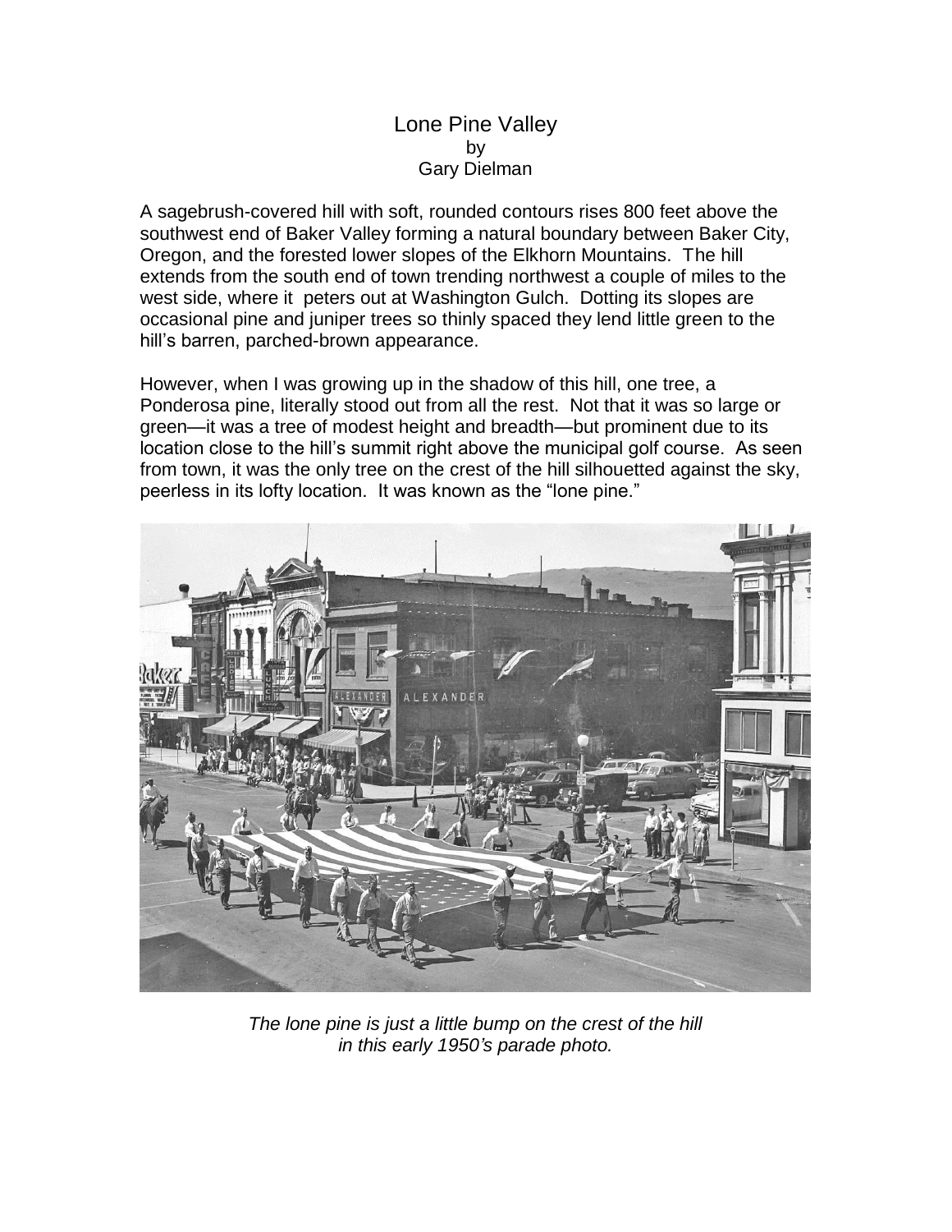# Lone Pine Valley

by

Gary Dielman

A sagebrush-covered hill with soft, rounded contours rises 800 feet above the southwest end of Baker Valley forming a natural boundary between Baker City, Oregon, and the forested lower slopes of the Elkhorn Mountains. The hill extends from the south end of town trending northwest a couple of miles to the west side, where it peters out at Washington Gulch. Dotting its slopes are occasional pine and juniper trees so thinly spaced they lend little green to the hill's barren, parched-brown appearance.

However, when I was growing up in the shadow of this hill, one tree, a Ponderosa pine, literally stood out from all the rest. Not that it was so large or green—it was a tree of modest height and breadth—but prominent due to its location close to the hill's summit right above the municipal golf course. As seen from town, it was the only tree on the crest of the hill silhouetted against the sky, peerless in its lofty location. It was known as the "lone pine."

*The lone pine is just a little bump on the crest of the hill in this early 1950's parade photo.*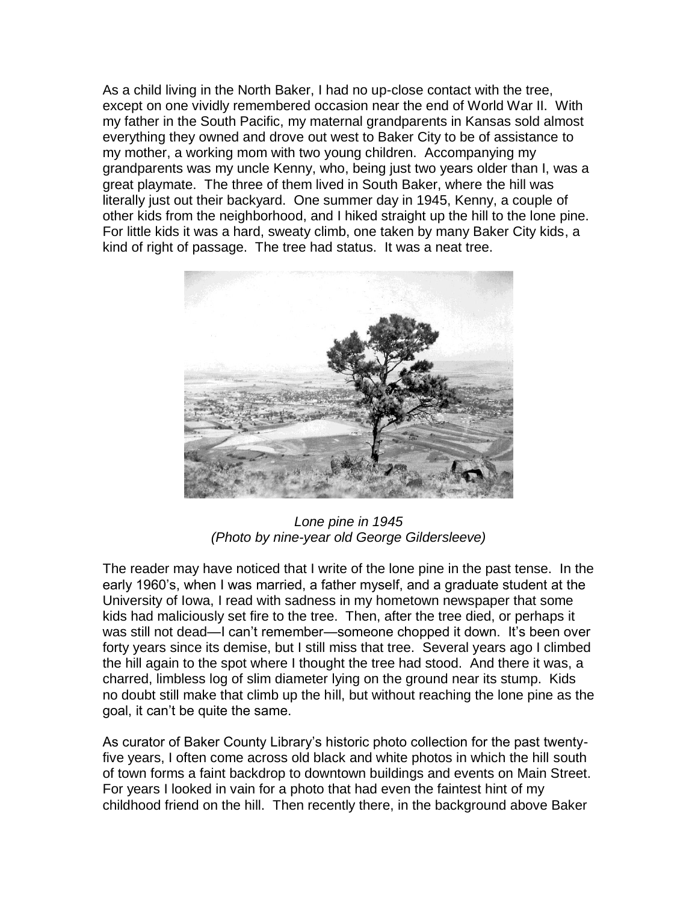As a child living in the North Baker, I had no up-close contact with the tree, except on one vividly remembered occasion near the end of World War II. With my father in the South Pacific, my maternal grandparents in Kansas sold almost everything they owned and drove out west to Baker City to be of assistance to my mother, a working mom with two young children. Accompanying my grandparents was my uncle Kenny, who, being just two years older than I, was a great playmate. The three of them lived in South Baker, where the hill was literally just out their backyard. One summer day in 1945, Kenny, a couple of other kids from the neighborhood, and I hiked straight up the hill to the lone pine. For little kids it was a hard, sweaty climb, one taken by many Baker City kids, a kind of right of passage. The tree had status. It was a neat tree.

*Lone pine in 1945*
*(Photo by nine-year old George Gildersleeve)*

The reader may have noticed that I write of the lone pine in the past tense. In the early 1960's, when I was married, a father myself, and a graduate student at the University of Iowa, I read with sadness in my hometown newspaper that some kids had maliciously set fire to the tree. Then, after the tree died, or perhaps it was still not dead—I can't remember—someone chopped it down. It's been over forty years since its demise, but I still miss that tree. Several years ago I climbed the hill again to the spot where I thought the tree had stood. And there it was, a charred, limbless log of slim diameter lying on the ground near its stump. Kids no doubt still make that climb up the hill, but without reaching the lone pine as the goal, it can't be quite the same.

As curator of Baker County Library's historic photo collection for the past twenty-five years, I often come across old black and white photos in which the hill south of town forms a faint backdrop to downtown buildings and events on Main Street. For years I looked in vain for a photo that had even the faintest hint of my childhood friend on the hill. Then recently there, in the background above Baker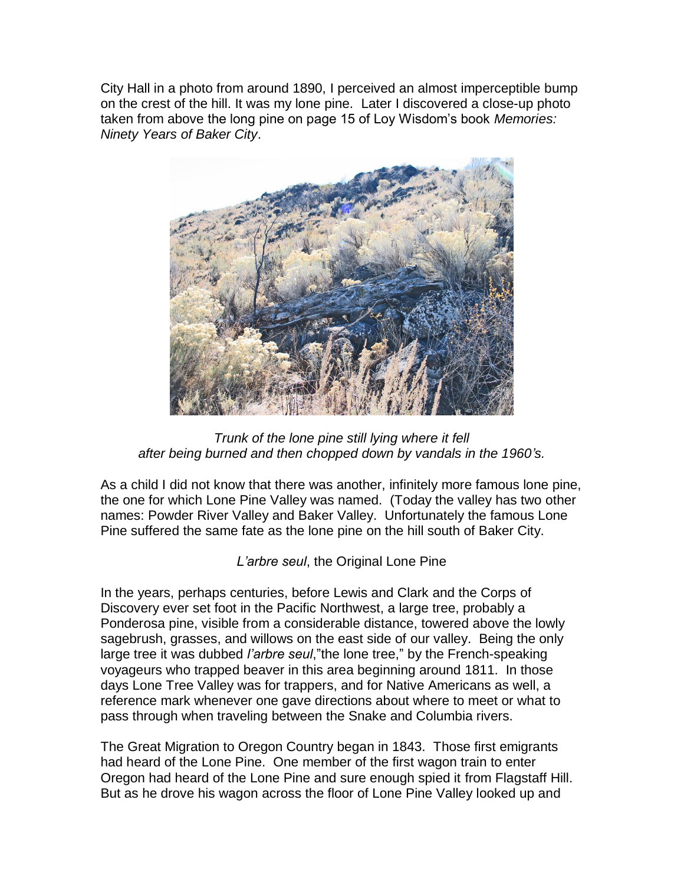City Hall in a photo from around 1890, I perceived an almost imperceptible bump on the crest of the hill. It was my lone pine. Later I discovered a close-up photo taken from above the long pine on page 15 of Loy Wisdom's book *Memories: Ninety Years of Baker City*.

*Trunk of the lone pine still lying where it fell after being burned and then chopped down by vandals in the 1960's.*

As a child I did not know that there was another, infinitely more famous lone pine, the one for which Lone Pine Valley was named. (Today the valley has two other names: Powder River Valley and Baker Valley. Unfortunately the famous Lone Pine suffered the same fate as the lone pine on the hill south of Baker City.

*L'arbre seul*, the Original Lone Pine

In the years, perhaps centuries, before Lewis and Clark and the Corps of Discovery ever set foot in the Pacific Northwest, a large tree, probably a Ponderosa pine, visible from a considerable distance, towered above the lowly sagebrush, grasses, and willows on the east side of our valley. Being the only large tree it was dubbed *l'arbre seul*,"the lone tree," by the French-speaking voyageurs who trapped beaver in this area beginning around 1811. In those days Lone Tree Valley was for trappers, and for Native Americans as well, a reference mark whenever one gave directions about where to meet or what to pass through when traveling between the Snake and Columbia rivers.

The Great Migration to Oregon Country began in 1843. Those first emigrants had heard of the Lone Pine. One member of the first wagon train to enter Oregon had heard of the Lone Pine and sure enough spied it from Flagstaff Hill. But as he drove his wagon across the floor of Lone Pine Valley looked up and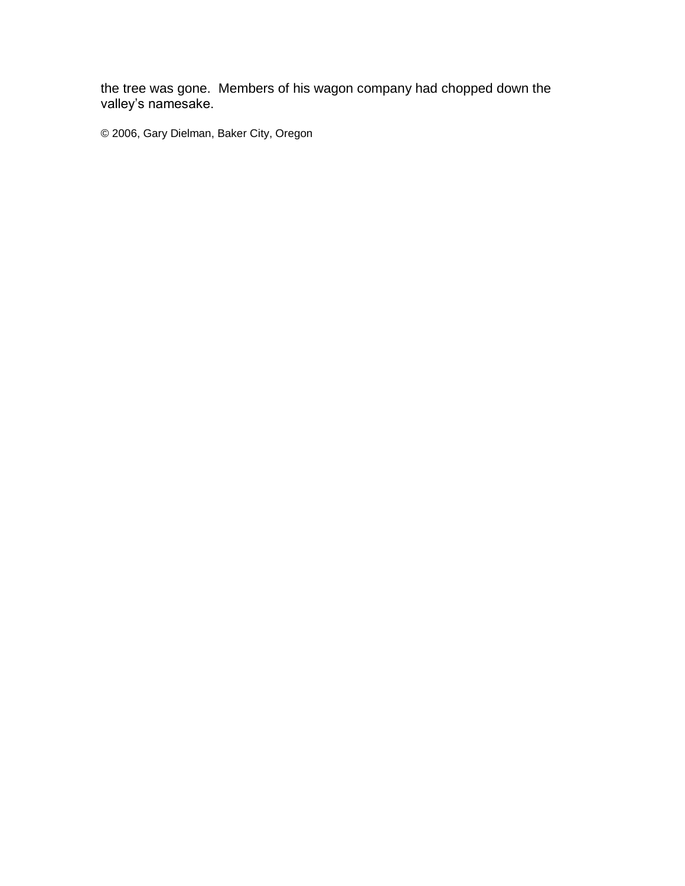the tree was gone. Members of his wagon company had chopped down the valley's namesake.

© 2006, Gary Dielman, Baker City, Oregon